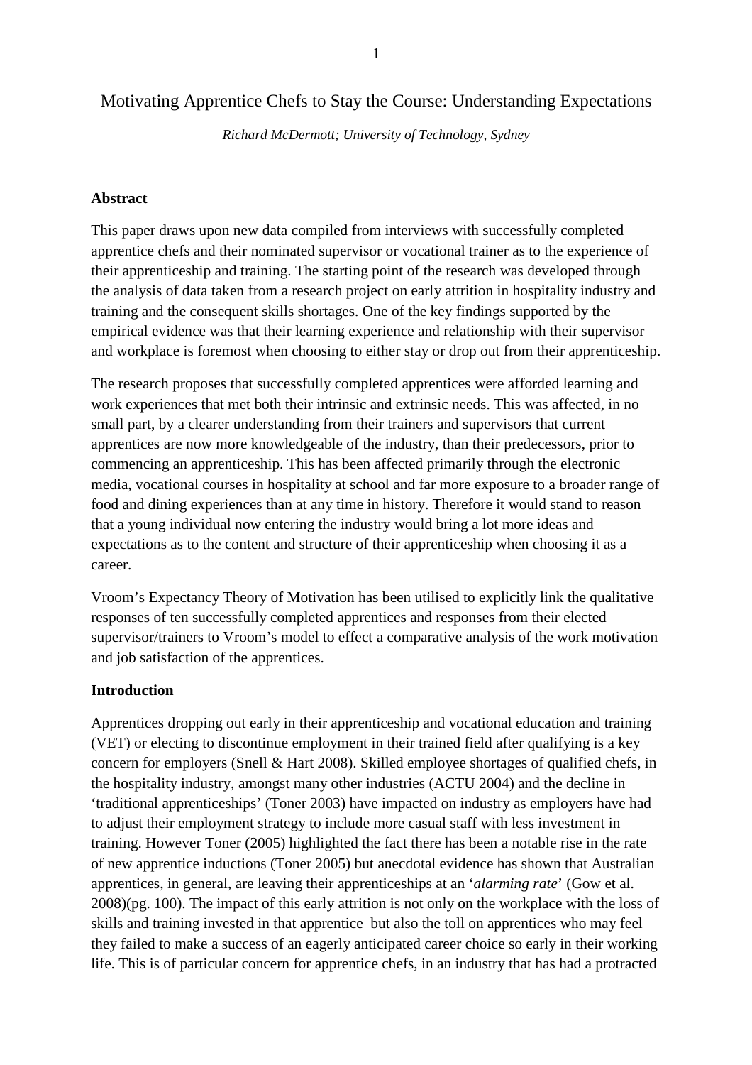# Motivating Apprentice Chefs to Stay the Course: Understanding Expectations

*Richard McDermott; University of Technology, Sydney*

**Abstract**

This paper draws upon new data compiled from interviews with successfully completed apprentice chefs and their nominated supervisor or vocational trainer as to the experience of their apprenticeship and training. The starting point of the research was developed through the analysis of data taken from a research project on early attrition in hospitality industry and training and the consequent skills shortages. One of the key findings supported by the empirical evidence was that their learning experience and relationship with their supervisor and workplace is foremost when choosing to either stay or drop out from their apprenticeship.

The research proposes that successfully completed apprentices were afforded learning and work experiences that met both their intrinsic and extrinsic needs. This was affected, in no small part, by a clearer understanding from their trainers and supervisors that current apprentices are now more knowledgeable of the industry, than their predecessors, prior to commencing an apprenticeship. This has been affected primarily through the electronic media, vocational courses in hospitality at school and far more exposure to a broader range of food and dining experiences than at any time in history. Therefore it would stand to reason that a young individual now entering the industry would bring a lot more ideas and expectations as to the content and structure of their apprenticeship when choosing it as a career.

Vroom's Expectancy Theory of Motivation has been utilised to explicitly link the qualitative responses of ten successfully completed apprentices and responses from their elected supervisor/trainers to Vroom's model to effect a comparative analysis of the work motivation and job satisfaction of the apprentices.

**Introduction**

Apprentices dropping out early in their apprenticeship and vocational education and training (VET) or electing to discontinue employment in their trained field after qualifying is a key concern for employers (Snell & Hart 2008). Skilled employee shortages of qualified chefs, in the hospitality industry, amongst many other industries (ACTU 2004) and the decline in 'traditional apprenticeships' (Toner 2003) have impacted on industry as employers have had to adjust their employment strategy to include more casual staff with less investment in training. However Toner (2005) highlighted the fact there has been a notable rise in the rate of new apprentice inductions (Toner 2005) but anecdotal evidence has shown that Australian apprentices, in general, are leaving their apprenticeships at an '*alarming rate*' (Gow et al. 2008)(pg. 100). The impact of this early attrition is not only on the workplace with the loss of skills and training invested in that apprentice but also the toll on apprentices who may feel they failed to make a success of an eagerly anticipated career choice so early in their working life. This is of particular concern for apprentice chefs, in an industry that has had a protracted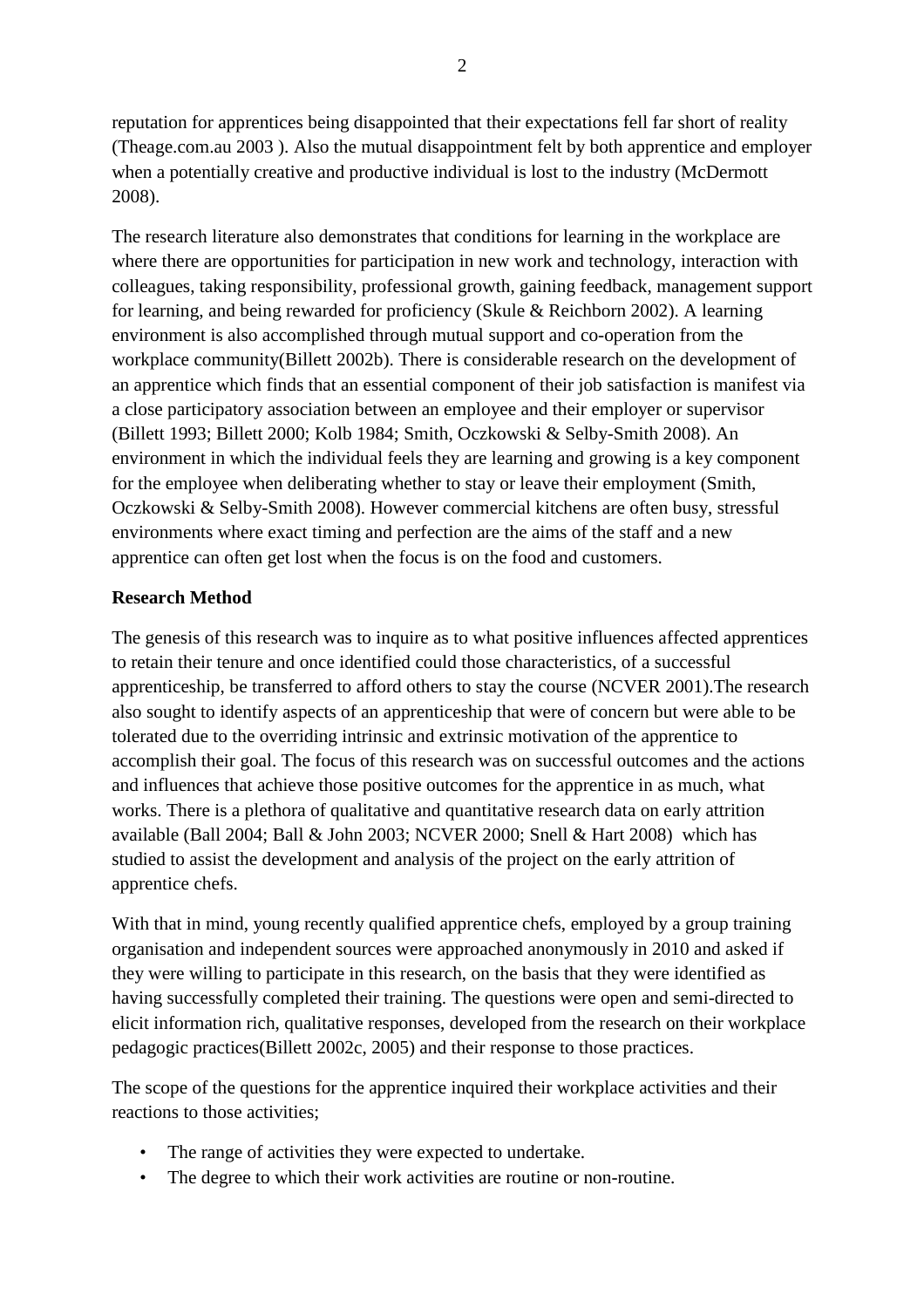reputation for apprentices being disappointed that their expectations fell far short of reality (Theage.com.au 2003 ). Also the mutual disappointment felt by both apprentice and employer when a potentially creative and productive individual is lost to the industry (McDermott 2008).

The research literature also demonstrates that conditions for learning in the workplace are where there are opportunities for participation in new work and technology, interaction with colleagues, taking responsibility, professional growth, gaining feedback, management support for learning, and being rewarded for proficiency (Skule & Reichborn 2002). A learning environment is also accomplished through mutual support and co-operation from the workplace community(Billett 2002b). There is considerable research on the development of an apprentice which finds that an essential component of their job satisfaction is manifest via a close participatory association between an employee and their employer or supervisor (Billett 1993; Billett 2000; Kolb 1984; Smith, Oczkowski & Selby-Smith 2008). An environment in which the individual feels they are learning and growing is a key component for the employee when deliberating whether to stay or leave their employment (Smith, Oczkowski & Selby-Smith 2008). However commercial kitchens are often busy, stressful environments where exact timing and perfection are the aims of the staff and a new apprentice can often get lost when the focus is on the food and customers.

**Research Method**

The genesis of this research was to inquire as to what positive influences affected apprentices to retain their tenure and once identified could those characteristics, of a successful apprenticeship, be transferred to afford others to stay the course (NCVER 2001).The research also sought to identify aspects of an apprenticeship that were of concern but were able to be tolerated due to the overriding intrinsic and extrinsic motivation of the apprentice to accomplish their goal. The focus of this research was on successful outcomes and the actions and influences that achieve those positive outcomes for the apprentice in as much, what works. There is a plethora of qualitative and quantitative research data on early attrition available (Ball 2004; Ball & John 2003; NCVER 2000; Snell & Hart 2008) which has studied to assist the development and analysis of the project on the early attrition of apprentice chefs.

With that in mind, young recently qualified apprentice chefs, employed by a group training organisation and independent sources were approached anonymously in 2010 and asked if they were willing to participate in this research, on the basis that they were identified as having successfully completed their training. The questions were open and semi-directed to elicit information rich, qualitative responses, developed from the research on their workplace pedagogic practices(Billett 2002c, 2005) and their response to those practices.

The scope of the questions for the apprentice inquired their workplace activities and their reactions to those activities;

- The range of activities they were expected to undertake.
- The degree to which their work activities are routine or non-routine.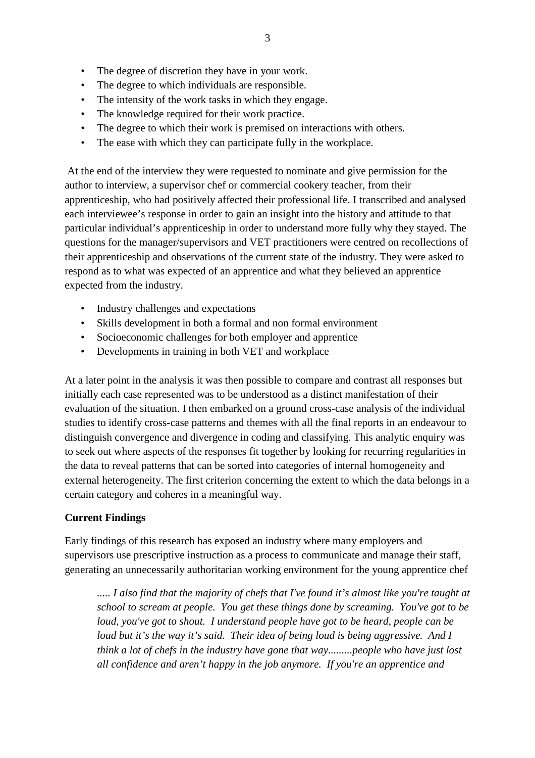- The degree of discretion they have in your work.
- The degree to which individuals are responsible.
- The intensity of the work tasks in which they engage.
- The knowledge required for their work practice.
- The degree to which their work is premised on interactions with others.
- The ease with which they can participate fully in the workplace.

At the end of the interview they were requested to nominate and give permission for the author to interview, a supervisor chef or commercial cookery teacher, from their apprenticeship, who had positively affected their professional life. I transcribed and analysed each interviewee's response in order to gain an insight into the history and attitude to that particular individual's apprenticeship in order to understand more fully why they stayed. The questions for the manager/supervisors and VET practitioners were centred on recollections of their apprenticeship and observations of the current state of the industry. They were asked to respond as to what was expected of an apprentice and what they believed an apprentice expected from the industry.

- Industry challenges and expectations
- Skills development in both a formal and non formal environment
- Socioeconomic challenges for both employer and apprentice
- Developments in training in both VET and workplace

At a later point in the analysis it was then possible to compare and contrast all responses but initially each case represented was to be understood as a distinct manifestation of their evaluation of the situation. I then embarked on a ground cross-case analysis of the individual studies to identify cross-case patterns and themes with all the final reports in an endeavour to distinguish convergence and divergence in coding and classifying. This analytic enquiry was to seek out where aspects of the responses fit together by looking for recurring regularities in the data to reveal patterns that can be sorted into categories of internal homogeneity and external heterogeneity. The first criterion concerning the extent to which the data belongs in a certain category and coheres in a meaningful way.

**Current Findings**

Early findings of this research has exposed an industry where many employers and supervisors use prescriptive instruction as a process to communicate and manage their staff, generating an unnecessarily authoritarian working environment for the young apprentice chef

> *..... I also find that the majority of chefs that I've found it's almost like you're taught at school to scream at people. You get these things done by screaming. You've got to be loud, you've got to shout. I understand people have got to be heard, people can be loud but it's the way it's said. Their idea of being loud is being aggressive. And I think a lot of chefs in the industry have gone that way.........people who have just lost all confidence and aren't happy in the job anymore. If you're an apprentice and*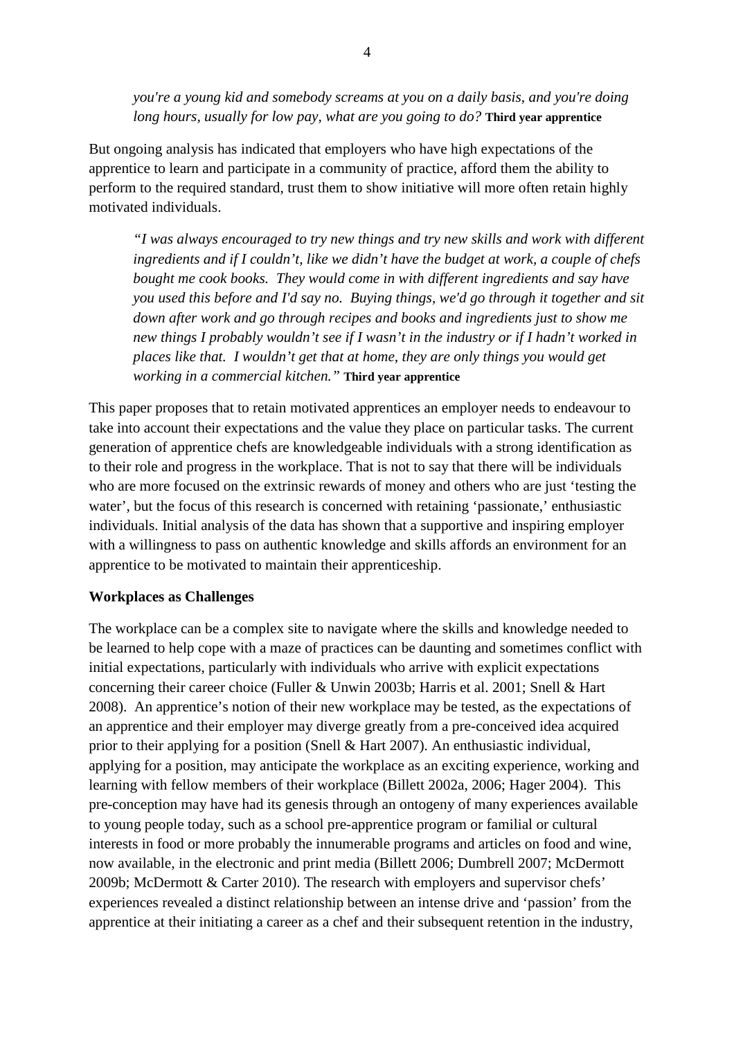*you're a young kid and somebody screams at you on a daily basis, and you're doing long hours, usually for low pay, what are you going to do?* **Third year apprentice**

But ongoing analysis has indicated that employers who have high expectations of the apprentice to learn and participate in a community of practice, afford them the ability to perform to the required standard, trust them to show initiative will more often retain highly motivated individuals.

> *"I was always encouraged to try new things and try new skills and work with different ingredients and if I couldn't, like we didn't have the budget at work, a couple of chefs bought me cook books. They would come in with different ingredients and say have you used this before and I'd say no. Buying things, we'd go through it together and sit down after work and go through recipes and books and ingredients just to show me new things I probably wouldn't see if I wasn't in the industry or if I hadn't worked in places like that. I wouldn't get that at home, they are only things you would get working in a commercial kitchen."* **Third year apprentice**

This paper proposes that to retain motivated apprentices an employer needs to endeavour to take into account their expectations and the value they place on particular tasks. The current generation of apprentice chefs are knowledgeable individuals with a strong identification as to their role and progress in the workplace. That is not to say that there will be individuals who are more focused on the extrinsic rewards of money and others who are just 'testing the water', but the focus of this research is concerned with retaining 'passionate,' enthusiastic individuals. Initial analysis of the data has shown that a supportive and inspiring employer with a willingness to pass on authentic knowledge and skills affords an environment for an apprentice to be motivated to maintain their apprenticeship.

**Workplaces as Challenges**

The workplace can be a complex site to navigate where the skills and knowledge needed to be learned to help cope with a maze of practices can be daunting and sometimes conflict with initial expectations, particularly with individuals who arrive with explicit expectations concerning their career choice (Fuller & Unwin 2003b; Harris et al. 2001; Snell & Hart 2008). An apprentice's notion of their new workplace may be tested, as the expectations of an apprentice and their employer may diverge greatly from a pre-conceived idea acquired prior to their applying for a position (Snell & Hart 2007). An enthusiastic individual, applying for a position, may anticipate the workplace as an exciting experience, working and learning with fellow members of their workplace (Billett 2002a, 2006; Hager 2004). This pre-conception may have had its genesis through an ontogeny of many experiences available to young people today, such as a school pre-apprentice program or familial or cultural interests in food or more probably the innumerable programs and articles on food and wine, now available, in the electronic and print media (Billett 2006; Dumbrell 2007; McDermott 2009b; McDermott & Carter 2010). The research with employers and supervisor chefs' experiences revealed a distinct relationship between an intense drive and 'passion' from the apprentice at their initiating a career as a chef and their subsequent retention in the industry,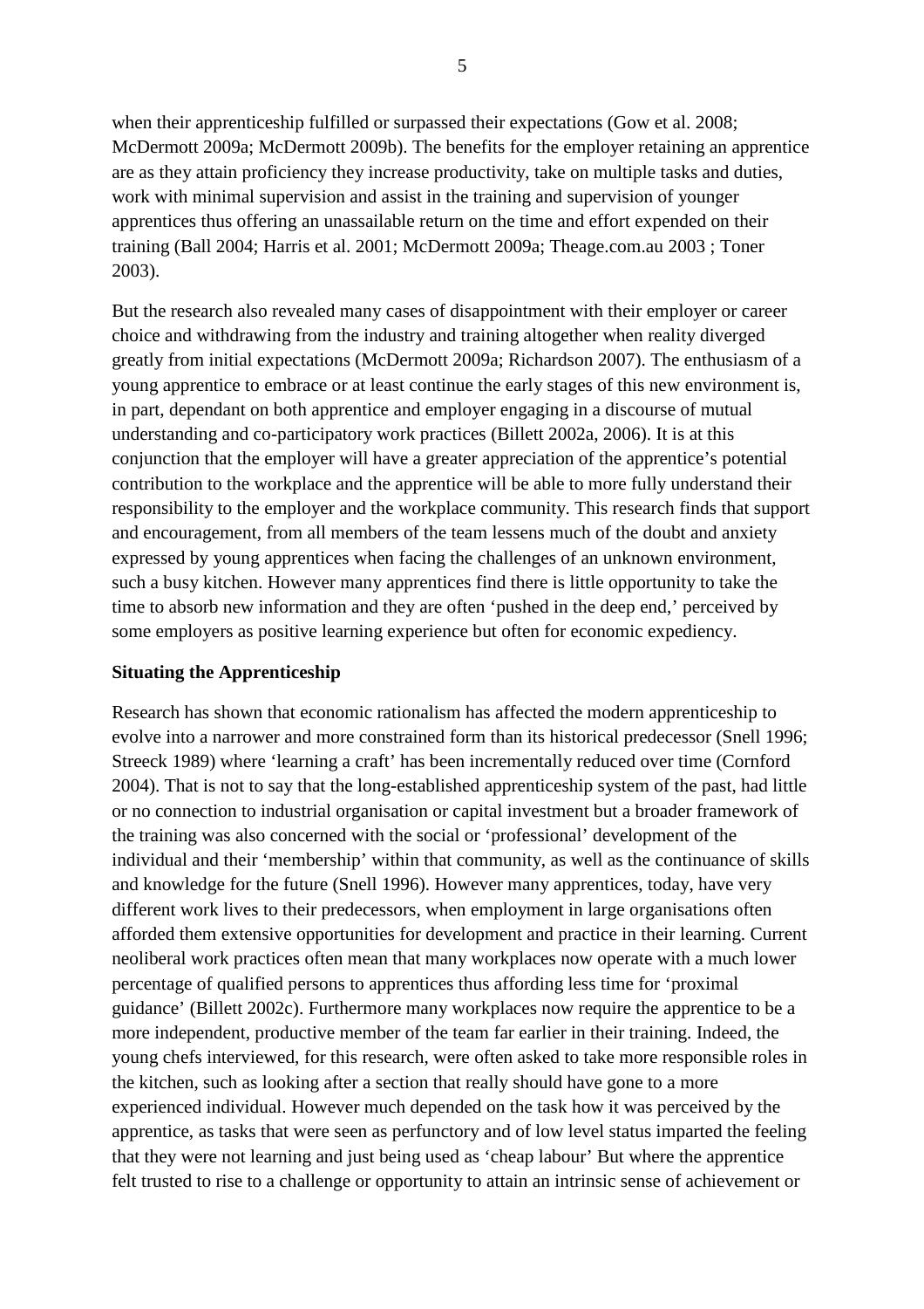when their apprenticeship fulfilled or surpassed their expectations (Gow et al. 2008; McDermott 2009a; McDermott 2009b). The benefits for the employer retaining an apprentice are as they attain proficiency they increase productivity, take on multiple tasks and duties, work with minimal supervision and assist in the training and supervision of younger apprentices thus offering an unassailable return on the time and effort expended on their training (Ball 2004; Harris et al. 2001; McDermott 2009a; Theage.com.au 2003 ; Toner 2003).

But the research also revealed many cases of disappointment with their employer or career choice and withdrawing from the industry and training altogether when reality diverged greatly from initial expectations (McDermott 2009a; Richardson 2007). The enthusiasm of a young apprentice to embrace or at least continue the early stages of this new environment is, in part, dependant on both apprentice and employer engaging in a discourse of mutual understanding and co-participatory work practices (Billett 2002a, 2006). It is at this conjunction that the employer will have a greater appreciation of the apprentice's potential contribution to the workplace and the apprentice will be able to more fully understand their responsibility to the employer and the workplace community. This research finds that support and encouragement, from all members of the team lessens much of the doubt and anxiety expressed by young apprentices when facing the challenges of an unknown environment, such a busy kitchen. However many apprentices find there is little opportunity to take the time to absorb new information and they are often 'pushed in the deep end,' perceived by some employers as positive learning experience but often for economic expediency.

## Situating the Apprenticeship

Research has shown that economic rationalism has affected the modern apprenticeship to evolve into a narrower and more constrained form than its historical predecessor (Snell 1996; Streeck 1989) where 'learning a craft' has been incrementally reduced over time (Cornford 2004). That is not to say that the long-established apprenticeship system of the past, had little or no connection to industrial organisation or capital investment but a broader framework of the training was also concerned with the social or 'professional' development of the individual and their 'membership' within that community, as well as the continuance of skills and knowledge for the future (Snell 1996). However many apprentices, today, have very different work lives to their predecessors, when employment in large organisations often afforded them extensive opportunities for development and practice in their learning. Current neoliberal work practices often mean that many workplaces now operate with a much lower percentage of qualified persons to apprentices thus affording less time for 'proximal guidance' (Billett 2002c). Furthermore many workplaces now require the apprentice to be a more independent, productive member of the team far earlier in their training. Indeed, the young chefs interviewed, for this research, were often asked to take more responsible roles in the kitchen, such as looking after a section that really should have gone to a more experienced individual. However much depended on the task how it was perceived by the apprentice, as tasks that were seen as perfunctory and of low level status imparted the feeling that they were not learning and just being used as 'cheap labour' But where the apprentice felt trusted to rise to a challenge or opportunity to attain an intrinsic sense of achievement or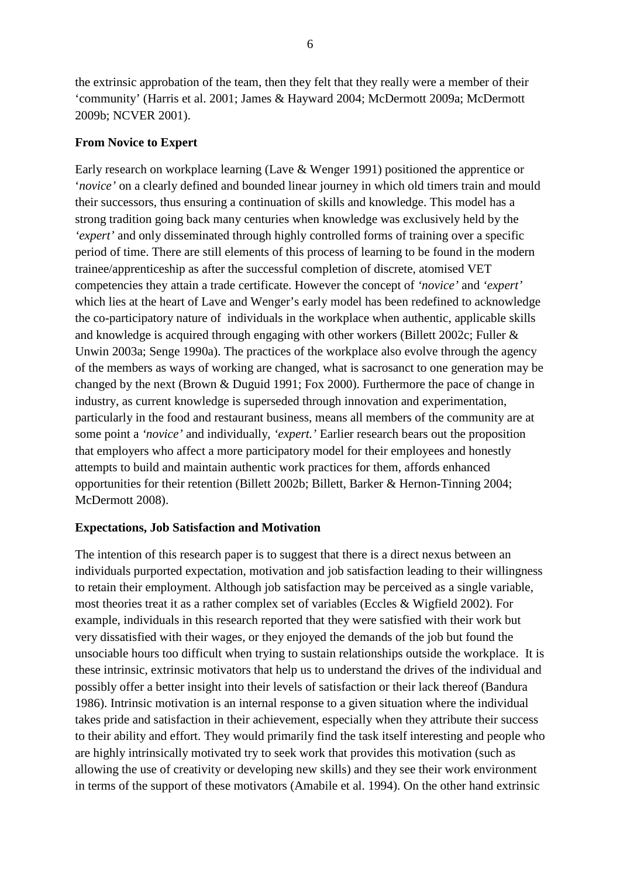the extrinsic approbation of the team, then they felt that they really were a member of their 'community' (Harris et al. 2001; James & Hayward 2004; McDermott 2009a; McDermott 2009b; NCVER 2001).

**From Novice to Expert**

Early research on workplace learning (Lave & Wenger 1991) positioned the apprentice or '*novice'* on a clearly defined and bounded linear journey in which old timers train and mould their successors, thus ensuring a continuation of skills and knowledge. This model has a strong tradition going back many centuries when knowledge was exclusively held by the *'expert'* and only disseminated through highly controlled forms of training over a specific period of time. There are still elements of this process of learning to be found in the modern trainee/apprenticeship as after the successful completion of discrete, atomised VET competencies they attain a trade certificate. However the concept of *'novice'* and *'expert'* which lies at the heart of Lave and Wenger's early model has been redefined to acknowledge the co-participatory nature of individuals in the workplace when authentic, applicable skills and knowledge is acquired through engaging with other workers (Billett 2002c; Fuller & Unwin 2003a; Senge 1990a). The practices of the workplace also evolve through the agency of the members as ways of working are changed, what is sacrosanct to one generation may be changed by the next (Brown & Duguid 1991; Fox 2000). Furthermore the pace of change in industry, as current knowledge is superseded through innovation and experimentation, particularly in the food and restaurant business, means all members of the community are at some point a *'novice'* and individually, *'expert.'* Earlier research bears out the proposition that employers who affect a more participatory model for their employees and honestly attempts to build and maintain authentic work practices for them, affords enhanced opportunities for their retention (Billett 2002b; Billett, Barker & Hernon-Tinning 2004; McDermott 2008).

**Expectations, Job Satisfaction and Motivation**

The intention of this research paper is to suggest that there is a direct nexus between an individuals purported expectation, motivation and job satisfaction leading to their willingness to retain their employment. Although job satisfaction may be perceived as a single variable, most theories treat it as a rather complex set of variables (Eccles & Wigfield 2002). For example, individuals in this research reported that they were satisfied with their work but very dissatisfied with their wages, or they enjoyed the demands of the job but found the unsociable hours too difficult when trying to sustain relationships outside the workplace. It is these intrinsic, extrinsic motivators that help us to understand the drives of the individual and possibly offer a better insight into their levels of satisfaction or their lack thereof (Bandura 1986). Intrinsic motivation is an internal response to a given situation where the individual takes pride and satisfaction in their achievement, especially when they attribute their success to their ability and effort. They would primarily find the task itself interesting and people who are highly intrinsically motivated try to seek work that provides this motivation (such as allowing the use of creativity or developing new skills) and they see their work environment in terms of the support of these motivators (Amabile et al. 1994). On the other hand extrinsic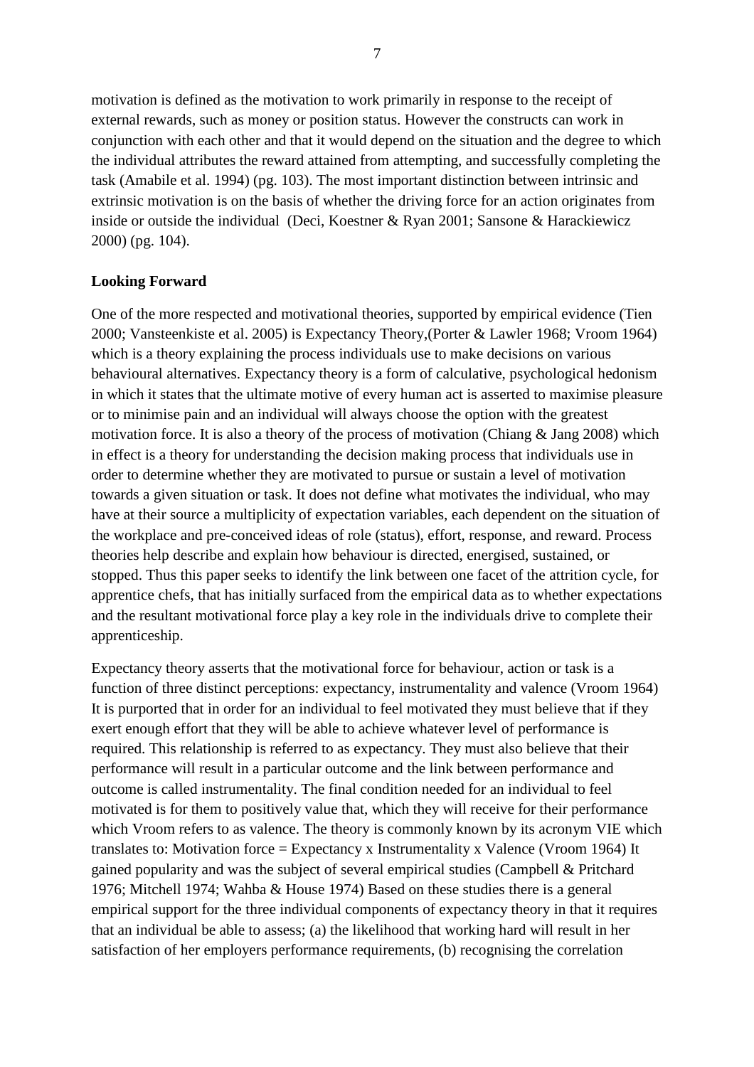motivation is defined as the motivation to work primarily in response to the receipt of external rewards, such as money or position status. However the constructs can work in conjunction with each other and that it would depend on the situation and the degree to which the individual attributes the reward attained from attempting, and successfully completing the task (Amabile et al. 1994) (pg. 103). The most important distinction between intrinsic and extrinsic motivation is on the basis of whether the driving force for an action originates from inside or outside the individual (Deci, Koestner & Ryan 2001; Sansone & Harackiewicz 2000) (pg. 104).

**Looking Forward**

One of the more respected and motivational theories, supported by empirical evidence (Tien 2000; Vansteenkiste et al. 2005) is Expectancy Theory,(Porter & Lawler 1968; Vroom 1964) which is a theory explaining the process individuals use to make decisions on various behavioural alternatives. Expectancy theory is a form of calculative, psychological hedonism in which it states that the ultimate motive of every human act is asserted to maximise pleasure or to minimise pain and an individual will always choose the option with the greatest motivation force. It is also a theory of the process of motivation (Chiang & Jang 2008) which in effect is a theory for understanding the decision making process that individuals use in order to determine whether they are motivated to pursue or sustain a level of motivation towards a given situation or task. It does not define what motivates the individual, who may have at their source a multiplicity of expectation variables, each dependent on the situation of the workplace and pre-conceived ideas of role (status), effort, response, and reward. Process theories help describe and explain how behaviour is directed, energised, sustained, or stopped. Thus this paper seeks to identify the link between one facet of the attrition cycle, for apprentice chefs, that has initially surfaced from the empirical data as to whether expectations and the resultant motivational force play a key role in the individuals drive to complete their apprenticeship.

Expectancy theory asserts that the motivational force for behaviour, action or task is a function of three distinct perceptions: expectancy, instrumentality and valence (Vroom 1964) It is purported that in order for an individual to feel motivated they must believe that if they exert enough effort that they will be able to achieve whatever level of performance is required. This relationship is referred to as expectancy. They must also believe that their performance will result in a particular outcome and the link between performance and outcome is called instrumentality. The final condition needed for an individual to feel motivated is for them to positively value that, which they will receive for their performance which Vroom refers to as valence. The theory is commonly known by its acronym VIE which translates to: Motivation force = Expectancy x Instrumentality x Valence (Vroom 1964) It gained popularity and was the subject of several empirical studies (Campbell & Pritchard 1976; Mitchell 1974; Wahba & House 1974) Based on these studies there is a general empirical support for the three individual components of expectancy theory in that it requires that an individual be able to assess; (a) the likelihood that working hard will result in her satisfaction of her employers performance requirements, (b) recognising the correlation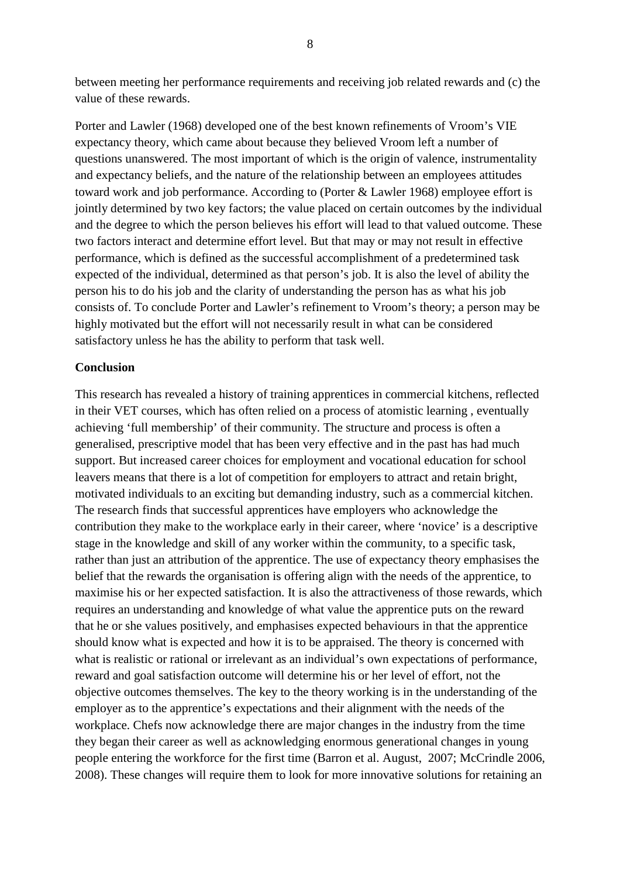between meeting her performance requirements and receiving job related rewards and (c) the value of these rewards.

Porter and Lawler (1968) developed one of the best known refinements of Vroom's VIE expectancy theory, which came about because they believed Vroom left a number of questions unanswered. The most important of which is the origin of valence, instrumentality and expectancy beliefs, and the nature of the relationship between an employees attitudes toward work and job performance. According to (Porter & Lawler 1968) employee effort is jointly determined by two key factors; the value placed on certain outcomes by the individual and the degree to which the person believes his effort will lead to that valued outcome. These two factors interact and determine effort level. But that may or may not result in effective performance, which is defined as the successful accomplishment of a predetermined task expected of the individual, determined as that person's job. It is also the level of ability the person his to do his job and the clarity of understanding the person has as what his job consists of. To conclude Porter and Lawler's refinement to Vroom's theory; a person may be highly motivated but the effort will not necessarily result in what can be considered satisfactory unless he has the ability to perform that task well.

**Conclusion**

This research has revealed a history of training apprentices in commercial kitchens, reflected in their VET courses, which has often relied on a process of atomistic learning , eventually achieving 'full membership' of their community. The structure and process is often a generalised, prescriptive model that has been very effective and in the past has had much support. But increased career choices for employment and vocational education for school leavers means that there is a lot of competition for employers to attract and retain bright, motivated individuals to an exciting but demanding industry, such as a commercial kitchen. The research finds that successful apprentices have employers who acknowledge the contribution they make to the workplace early in their career, where 'novice' is a descriptive stage in the knowledge and skill of any worker within the community, to a specific task, rather than just an attribution of the apprentice. The use of expectancy theory emphasises the belief that the rewards the organisation is offering align with the needs of the apprentice, to maximise his or her expected satisfaction. It is also the attractiveness of those rewards, which requires an understanding and knowledge of what value the apprentice puts on the reward that he or she values positively, and emphasises expected behaviours in that the apprentice should know what is expected and how it is to be appraised. The theory is concerned with what is realistic or rational or irrelevant as an individual's own expectations of performance, reward and goal satisfaction outcome will determine his or her level of effort, not the objective outcomes themselves. The key to the theory working is in the understanding of the employer as to the apprentice's expectations and their alignment with the needs of the workplace. Chefs now acknowledge there are major changes in the industry from the time they began their career as well as acknowledging enormous generational changes in young people entering the workforce for the first time (Barron et al. August, 2007; McCrindle 2006, 2008). These changes will require them to look for more innovative solutions for retaining an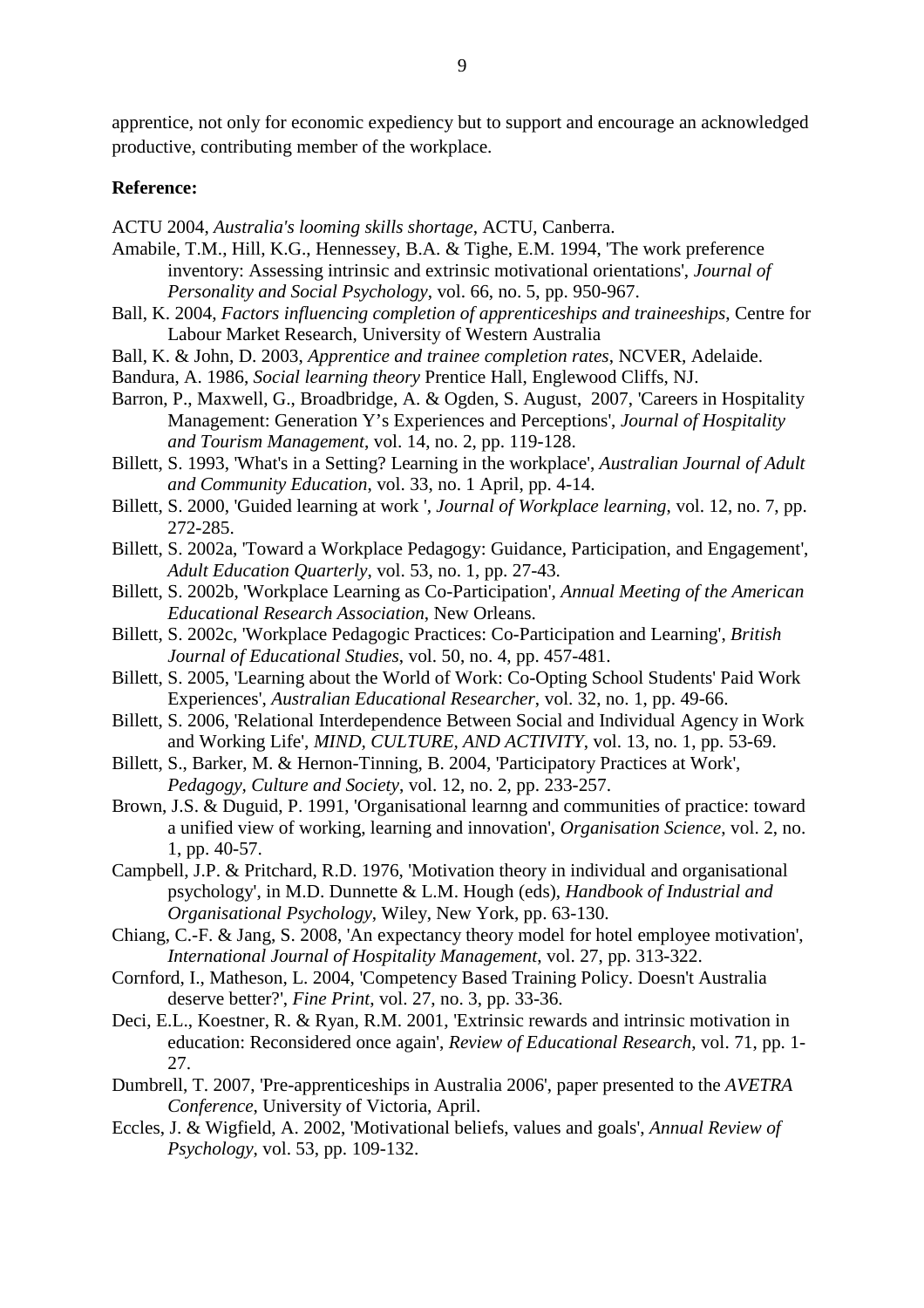apprentice, not only for economic expediency but to support and encourage an acknowledged productive, contributing member of the workplace.

**Reference:**

ACTU 2004, *Australia's looming skills shortage*, ACTU, Canberra.

Amabile, T.M., Hill, K.G., Hennessey, B.A. & Tighe, E.M. 1994, 'The work preference inventory: Assessing intrinsic and extrinsic motivational orientations', *Journal of Personality and Social Psychology*, vol. 66, no. 5, pp. 950-967.

Ball, K. 2004, *Factors influencing completion of apprenticeships and traineeships*, Centre for Labour Market Research, University of Western Australia

Ball, K. & John, D. 2003, *Apprentice and trainee completion rates*, NCVER, Adelaide.

Bandura, A. 1986, *Social learning theory* Prentice Hall, Englewood Cliffs, NJ.

Barron, P., Maxwell, G., Broadbridge, A. & Ogden, S. August, 2007, 'Careers in Hospitality Management: Generation Y's Experiences and Perceptions', *Journal of Hospitality and Tourism Management*, vol. 14, no. 2, pp. 119-128.

Billett, S. 1993, 'What's in a Setting? Learning in the workplace', *Australian Journal of Adult and Community Education*, vol. 33, no. 1 April, pp. 4-14.

Billett, S. 2000, 'Guided learning at work ', *Journal of Workplace learning*, vol. 12, no. 7, pp. 272-285.

Billett, S. 2002a, 'Toward a Workplace Pedagogy: Guidance, Participation, and Engagement', *Adult Education Quarterly*, vol. 53, no. 1, pp. 27-43.

Billett, S. 2002b, 'Workplace Learning as Co-Participation', *Annual Meeting of the American Educational Research Association*, New Orleans.

Billett, S. 2002c, 'Workplace Pedagogic Practices: Co-Participation and Learning', *British Journal of Educational Studies*, vol. 50, no. 4, pp. 457-481.

Billett, S. 2005, 'Learning about the World of Work: Co-Opting School Students' Paid Work Experiences', *Australian Educational Researcher*, vol. 32, no. 1, pp. 49-66.

Billett, S. 2006, 'Relational Interdependence Between Social and Individual Agency in Work and Working Life', *MIND, CULTURE, AND ACTIVITY*, vol. 13, no. 1, pp. 53-69.

Billett, S., Barker, M. & Hernon-Tinning, B. 2004, 'Participatory Practices at Work', *Pedagogy, Culture and Society*, vol. 12, no. 2, pp. 233-257.

Brown, J.S. & Duguid, P. 1991, 'Organisational learnng and communities of practice: toward a unified view of working, learning and innovation', *Organisation Science*, vol. 2, no. 1, pp. 40-57.

Campbell, J.P. & Pritchard, R.D. 1976, 'Motivation theory in individual and organisational psychology', in M.D. Dunnette & L.M. Hough (eds), *Handbook of Industrial and Organisational Psychology*, Wiley, New York, pp. 63-130.

Chiang, C.-F. & Jang, S. 2008, 'An expectancy theory model for hotel employee motivation', *International Journal of Hospitality Management*, vol. 27, pp. 313-322.

Cornford, I., Matheson, L. 2004, 'Competency Based Training Policy. Doesn't Australia deserve better?', *Fine Print*, vol. 27, no. 3, pp. 33-36.

Deci, E.L., Koestner, R. & Ryan, R.M. 2001, 'Extrinsic rewards and intrinsic motivation in education: Reconsidered once again', *Review of Educational Research*, vol. 71, pp. 1-27.

Dumbrell, T. 2007, 'Pre-apprenticeships in Australia 2006', paper presented to the *AVETRA Conference*, University of Victoria, April.

Eccles, J. & Wigfield, A. 2002, 'Motivational beliefs, values and goals', *Annual Review of Psychology*, vol. 53, pp. 109-132.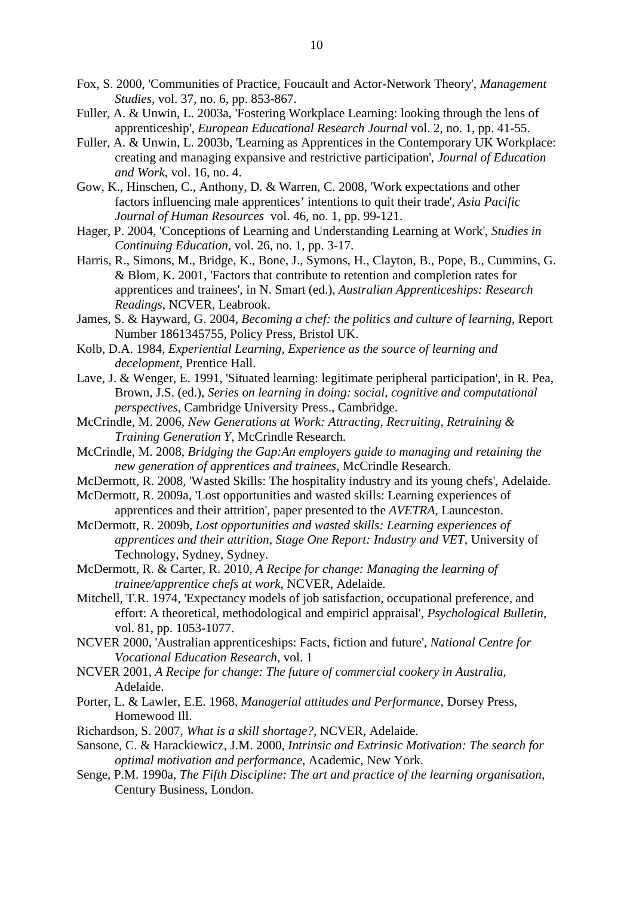Fox, S. 2000, 'Communities of Practice, Foucault and Actor-Network Theory', *Management Studies*, vol. 37, no. 6, pp. 853-867.

Fuller, A. & Unwin, L. 2003a, 'Fostering Workplace Learning: looking through the lens of apprenticeship', *European Educational Research Journal* vol. 2, no. 1, pp. 41-55.

Fuller, A. & Unwin, L. 2003b, 'Learning as Apprentices in the Contemporary UK Workplace: creating and managing expansive and restrictive participation', *Journal of Education and Work*, vol. 16, no. 4.

Gow, K., Hinschen, C., Anthony, D. & Warren, C. 2008, 'Work expectations and other factors influencing male apprentices' intentions to quit their trade', *Asia Pacific Journal of Human Resources* vol. 46, no. 1, pp. 99-121.

Hager, P. 2004, 'Conceptions of Learning and Understanding Learning at Work', *Studies in Continuing Education*, vol. 26, no. 1, pp. 3-17.

Harris, R., Simons, M., Bridge, K., Bone, J., Symons, H., Clayton, B., Pope, B., Cummins, G. & Blom, K. 2001, 'Factors that contribute to retention and completion rates for apprentices and trainees', in N. Smart (ed.), *Australian Apprenticeships: Research Readings*, NCVER, Leabrook.

James, S. & Hayward, G. 2004, *Becoming a chef: the politics and culture of learning*, Report Number 1861345755, Policy Press, Bristol UK.

Kolb, D.A. 1984, *Experiential Learning, Experience as the source of learning and decelopment*, Prentice Hall.

Lave, J. & Wenger, E. 1991, 'Situated learning: legitimate peripheral participation', in R. Pea, Brown, J.S. (ed.), *Series on learning in doing: social, cognitive and computational perspectives*, Cambridge University Press., Cambridge.

McCrindle, M. 2006, *New Generations at Work: Attracting, Recruiting, Retraining & Training Generation Y*, McCrindle Research.

McCrindle, M. 2008, *Bridging the Gap:An employers guide to managing and retaining the new generation of apprentices and trainees*, McCrindle Research.

McDermott, R. 2008, 'Wasted Skills: The hospitality industry and its young chefs', Adelaide.

McDermott, R. 2009a, 'Lost opportunities and wasted skills: Learning experiences of apprentices and their attrition', paper presented to the *AVETRA*, Launceston.

McDermott, R. 2009b, *Lost opportunities and wasted skills: Learning experiences of apprentices and their attrition, Stage One Report: Industry and VET*, University of Technology, Sydney, Sydney.

McDermott, R. & Carter, R. 2010, *A Recipe for change: Managing the learning of trainee/apprentice chefs at work*, NCVER, Adelaide.

Mitchell, T.R. 1974, 'Expectancy models of job satisfaction, occupational preference, and effort: A theoretical, methodological and empiricl appraisal', *Psychological Bulletin*, vol. 81, pp. 1053-1077.

NCVER 2000, 'Australian apprenticeships: Facts, fiction and future', *National Centre for Vocational Education Research*, vol. 1

NCVER 2001, *A Recipe for change: The future of commercial cookery in Australia*, Adelaide.

Porter, L. & Lawler, E.E. 1968, *Managerial attitudes and Performance*, Dorsey Press, Homewood Ill.

Richardson, S. 2007, *What is a skill shortage?*, NCVER, Adelaide.

Sansone, C. & Harackiewicz, J.M. 2000, *Intrinsic and Extrinsic Motivation: The search for optimal motivation and performance*, Academic, New York.

Senge, P.M. 1990a, *The Fifth Discipline: The art and practice of the learning organisation*, Century Business, London.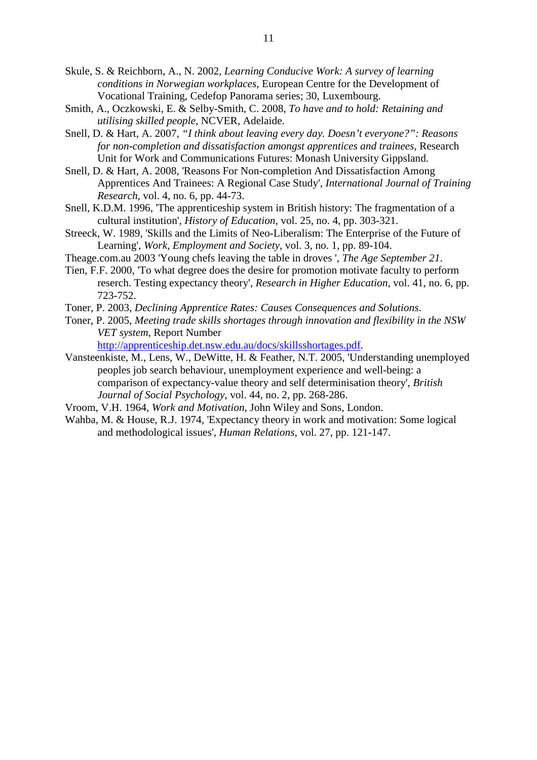Skule, S. & Reichborn, A., N. 2002, *Learning Conducive Work: A survey of learning conditions in Norwegian workplaces*, European Centre for the Development of Vocational Training, Cedefop Panorama series; 30, Luxembourg.

Smith, A., Oczkowski, E. & Selby-Smith, C. 2008, *To have and to hold: Retaining and utilising skilled people*, NCVER, Adelaide.

Snell, D. & Hart, A. 2007, *"I think about leaving every day. Doesn't everyone?": Reasons for non-completion and dissatisfaction amongst apprentices and trainees*, Research Unit for Work and Communications Futures: Monash University Gippsland.

Snell, D. & Hart, A. 2008, 'Reasons For Non-completion And Dissatisfaction Among Apprentices And Trainees: A Regional Case Study', *International Journal of Training Research*, vol. 4, no. 6, pp. 44-73.

Snell, K.D.M. 1996, 'The apprenticeship system in British history: The fragmentation of a cultural institution', *History of Education*, vol. 25, no. 4, pp. 303-321.

Streeck, W. 1989, 'Skills and the Limits of Neo-Liberalism: The Enterprise of the Future of Learning', *Work, Employment and Society*, vol. 3, no. 1, pp. 89-104.

Theage.com.au 2003 'Young chefs leaving the table in droves ', *The Age September 21*.

Tien, F.F. 2000, 'To what degree does the desire for promotion motivate faculty to perform reserch. Testing expectancy theory', *Research in Higher Education*, vol. 41, no. 6, pp. 723-752.

Toner, P. 2003, *Declining Apprentice Rates: Causes Consequences and Solutions*.

Toner, P. 2005, *Meeting trade skills shortages through innovation and flexibility in the NSW VET system*, Report Number http://apprenticeship.det.nsw.edu.au/docs/skillsshortages.pdf.

Vansteenkiste, M., Lens, W., DeWitte, H. & Feather, N.T. 2005, 'Understanding unemployed peoples job search behaviour, unemployment experience and well-being: a comparison of expectancy-value theory and self determinisation theory', *British Journal of Social Psychology*, vol. 44, no. 2, pp. 268-286.

Vroom, V.H. 1964, *Work and Motivation*, John Wiley and Sons, London.

Wahba, M. & House, R.J. 1974, 'Expectancy theory in work and motivation: Some logical and methodological issues', *Human Relations*, vol. 27, pp. 121-147.